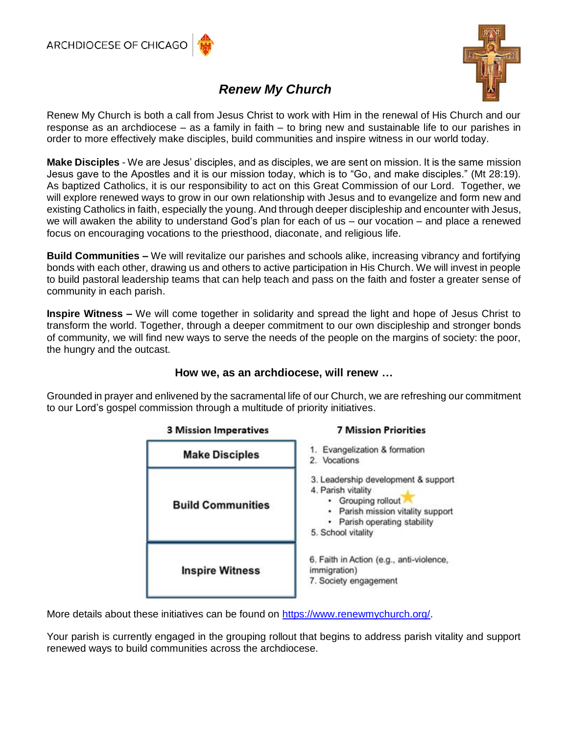ARCHDIOCESE OF CHICAGO

# *Renew My Church*

Renew My Church is both a call from Jesus Christ to work with Him in the renewal of His Church and our response as an archdiocese – as a family in faith – to bring new and sustainable life to our parishes in order to more effectively make disciples, build communities and inspire witness in our world today.

**Make Disciples** - We are Jesus' disciples, and as disciples, we are sent on mission. It is the same mission Jesus gave to the Apostles and it is our mission today, which is to "Go, and make disciples." (Mt 28:19). As baptized Catholics, it is our responsibility to act on this Great Commission of our Lord. Together, we will explore renewed ways to grow in our own relationship with Jesus and to evangelize and form new and existing Catholics in faith, especially the young. And through deeper discipleship and encounter with Jesus, we will awaken the ability to understand God's plan for each of us – our vocation – and place a renewed focus on encouraging vocations to the priesthood, diaconate, and religious life.

**Build Communities –** We will revitalize our parishes and schools alike, increasing vibrancy and fortifying bonds with each other, drawing us and others to active participation in His Church. We will invest in people to build pastoral leadership teams that can help teach and pass on the faith and foster a greater sense of community in each parish.

**Inspire Witness –** We will come together in solidarity and spread the light and hope of Jesus Christ to transform the world. Together, through a deeper commitment to our own discipleship and stronger bonds of community, we will find new ways to serve the needs of the people on the margins of society: the poor, the hungry and the outcast.

### How we, as an archdiocese, will renew …

Grounded in prayer and enlivened by the sacramental life of our Church, we are refreshing our commitment to our Lord's gospel commission through a multitude of priority initiatives.

| 3 Mission Imperatives | 7 Mission Priorities |
| --- | --- |
| Make Disciples | 1. Evangelization & formation<br>2. Vocations |
| Build Communities | 3. Leadership development & support<br>4. Parish vitality<br>• Grouping rollout ★<br>• Parish mission vitality support<br>• Parish operating stability<br>5. School vitality |
| Inspire Witness | 6. Faith in Action (e.g., anti-violence, immigration)<br>7. Society engagement |

More details about these initiatives can be found on [https://www.renewmychurch.org/](https://www.renewmychurch.org/).

Your parish is currently engaged in the grouping rollout that begins to address parish vitality and support renewed ways to build communities across the archdiocese.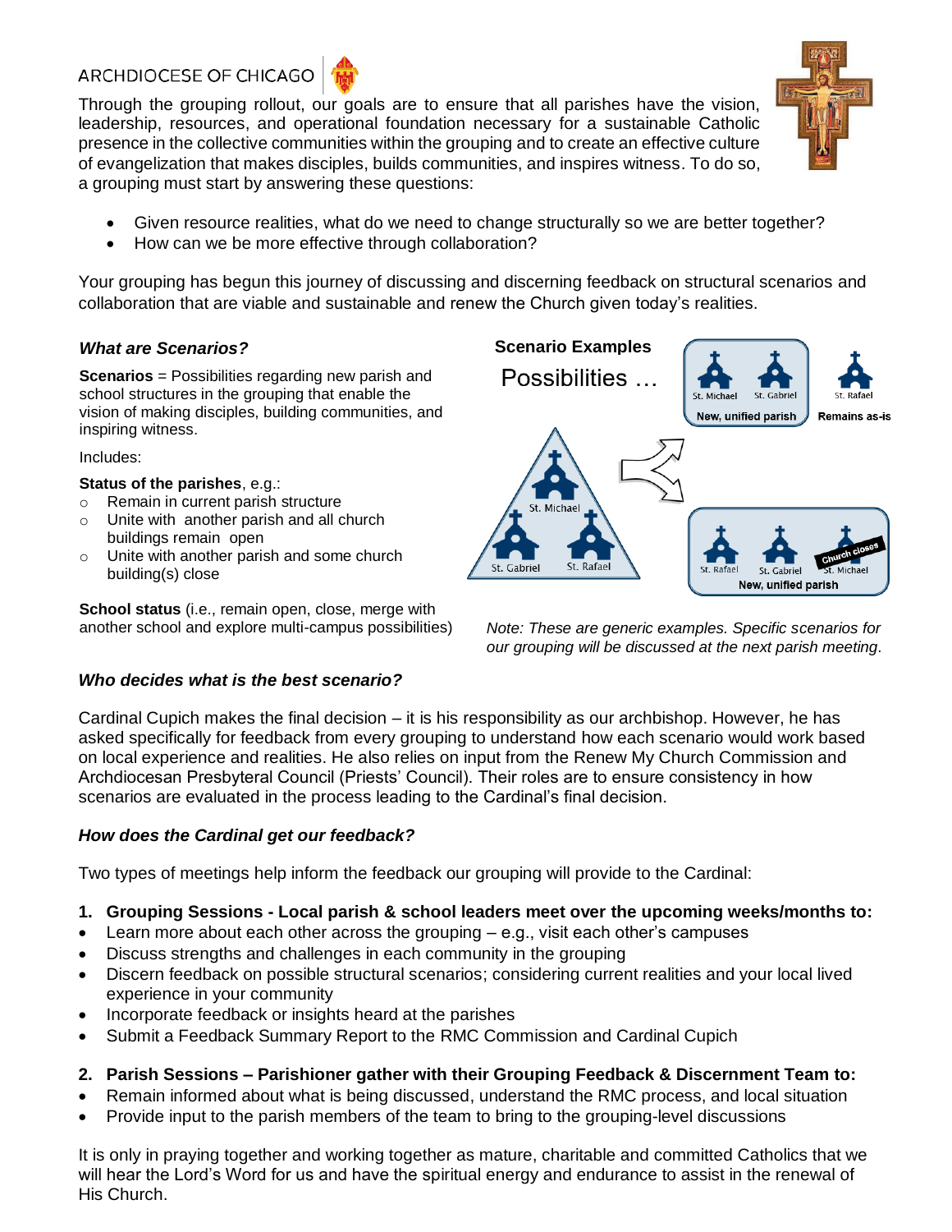ARCHDIOCESE OF CHICAGO

Through the grouping rollout, our goals are to ensure that all parishes have the vision, leadership, resources, and operational foundation necessary for a sustainable Catholic presence in the collective communities within the grouping and to create an effective culture of evangelization that makes disciples, builds communities, and inspires witness. To do so, a grouping must start by answering these questions:

- Given resource realities, what do we need to change structurally so we are better together?
- How can we be more effective through collaboration?

Your grouping has begun this journey of discussing and discerning feedback on structural scenarios and collaboration that are viable and sustainable and renew the Church given today's realities.

### *What are Scenarios?*

**Scenarios** = Possibilities regarding new parish and school structures in the grouping that enable the vision of making disciples, building communities, and inspiring witness.

Includes:

**Status of the parishes**, e.g.:

- Remain in current parish structure
- Unite with another parish and all church buildings remain open
- Unite with another parish and some church building(s) close

**School status** (i.e., remain open, close, merge with another school and explore multi-campus possibilities)

**Scenario Examples**

Possibilities …

St. Michael
St. Gabriel
St. Rafael

St. Michael
St. Gabriel
New, unified parish

St. Rafael
Remains as-is

St. Rafael
St. Gabriel
Church closes
St. Michael
New, unified parish

*Note: These are generic examples. Specific scenarios for our grouping will be discussed at the next parish meeting.*

### *Who decides what is the best scenario?*

Cardinal Cupich makes the final decision – it is his responsibility as our archbishop. However, he has asked specifically for feedback from every grouping to understand how each scenario would work based on local experience and realities. He also relies on input from the Renew My Church Commission and Archdiocesan Presbyteral Council (Priests' Council). Their roles are to ensure consistency in how scenarios are evaluated in the process leading to the Cardinal's final decision.

### *How does the Cardinal get our feedback?*

Two types of meetings help inform the feedback our grouping will provide to the Cardinal:

**1. Grouping Sessions - Local parish & school leaders meet over the upcoming weeks/months to:**

- Learn more about each other across the grouping – e.g., visit each other's campuses
- Discuss strengths and challenges in each community in the grouping
- Discern feedback on possible structural scenarios; considering current realities and your local lived experience in your community
- Incorporate feedback or insights heard at the parishes
- Submit a Feedback Summary Report to the RMC Commission and Cardinal Cupich

**2. Parish Sessions – Parishioner gather with their Grouping Feedback & Discernment Team to:**

- Remain informed about what is being discussed, understand the RMC process, and local situation
- Provide input to the parish members of the team to bring to the grouping-level discussions

It is only in praying together and working together as mature, charitable and committed Catholics that we will hear the Lord's Word for us and have the spiritual energy and endurance to assist in the renewal of His Church.